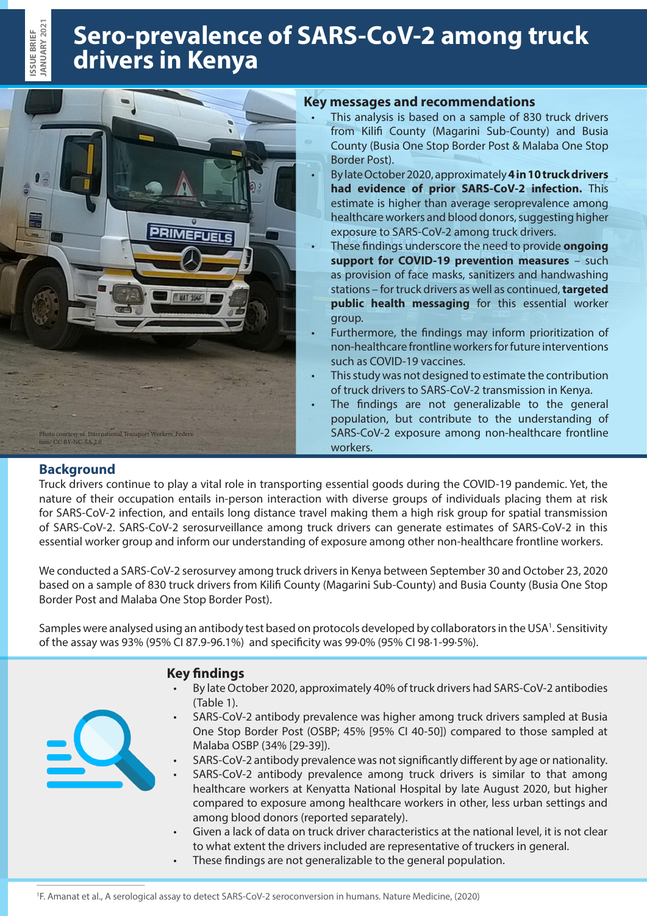ISSUE BRIEF
JANUARY 2021

# Sero-prevalence of SARS-CoV-2 among truck drivers in Kenya

Photo courtesy of International Transport Workers' Federation/ CC BY-NC-SA 2.0

## Key messages and recommendations

- This analysis is based on a sample of 830 truck drivers from Kilifi County (Magarini Sub-County) and Busia County (Busia One Stop Border Post & Malaba One Stop Border Post).
- By late October 2020, approximately **4 in 10 truck drivers had evidence of prior SARS-CoV-2 infection.** This estimate is higher than average seroprevalence among healthcare workers and blood donors, suggesting higher exposure to SARS-CoV-2 among truck drivers.
- These findings underscore the need to provide **ongoing support for COVID-19 prevention measures** – such as provision of face masks, sanitizers and handwashing stations – for truck drivers as well as continued, **targeted public health messaging** for this essential worker group.
- Furthermore, the findings may inform prioritization of non-healthcare frontline workers for future interventions such as COVID-19 vaccines.
- This study was not designed to estimate the contribution of truck drivers to SARS-CoV-2 transmission in Kenya.
- The findings are not generalizable to the general population, but contribute to the understanding of SARS-CoV-2 exposure among non-healthcare frontline workers.

## Background

Truck drivers continue to play a vital role in transporting essential goods during the COVID-19 pandemic. Yet, the nature of their occupation entails in-person interaction with diverse groups of individuals placing them at risk for SARS-CoV-2 infection, and entails long distance travel making them a high risk group for spatial transmission of SARS-CoV-2. SARS-CoV-2 serosurveillance among truck drivers can generate estimates of SARS-CoV-2 in this essential worker group and inform our understanding of exposure among other non-healthcare frontline workers.

We conducted a SARS-CoV-2 serosurvey among truck drivers in Kenya between September 30 and October 23, 2020 based on a sample of 830 truck drivers from Kilifi County (Magarini Sub-County) and Busia County (Busia One Stop Border Post and Malaba One Stop Border Post).

Samples were analysed using an antibody test based on protocols developed by collaborators in the USA[1]. Sensitivity of the assay was 93% (95% CI 87.9-96.1%) and specificity was 99·0% (95% CI 98·1-99·5%).

## Key findings

- By late October 2020, approximately 40% of truck drivers had SARS-CoV-2 antibodies (Table 1).
- SARS-CoV-2 antibody prevalence was higher among truck drivers sampled at Busia One Stop Border Post (OSBP; 45% [95% CI 40-50]) compared to those sampled at Malaba OSBP (34% [29-39]).
- SARS-CoV-2 antibody prevalence was not significantly different by age or nationality.
- SARS-CoV-2 antibody prevalence among truck drivers is similar to that among healthcare workers at Kenyatta National Hospital by late August 2020, but higher compared to exposure among healthcare workers in other, less urban settings and among blood donors (reported separately).
- Given a lack of data on truck driver characteristics at the national level, it is not clear to what extent the drivers included are representative of truckers in general.
- These findings are not generalizable to the general population.

[1]F. Amanat et al., A serological assay to detect SARS-CoV-2 seroconversion in humans. Nature Medicine, (2020)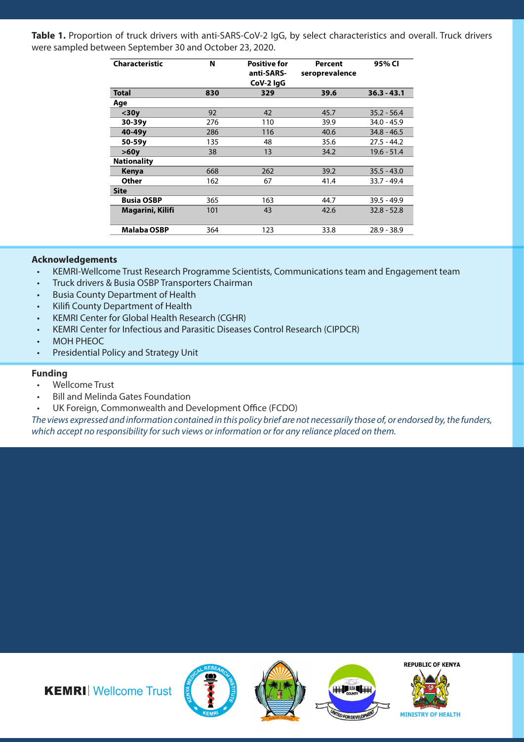**Table 1.** Proportion of truck drivers with anti-SARS-CoV-2 IgG, by select characteristics and overall. Truck drivers were sampled between September 30 and October 23, 2020.

| Characteristic | N | Positive for anti-SARS-CoV-2 IgG | Percent seroprevalence | 95% CI |
|---|---|---|---|---|
| **Total** | **830** | **329** | **39.6** | **36.3 - 43.1** |
| **Age** | | | | |
| **<30y** | 92 | 42 | 45.7 | 35.2 - 56.4 |
| **30-39y** | 276 | 110 | 39.9 | 34.0 - 45.9 |
| **40-49y** | 286 | 116 | 40.6 | 34.8 - 46.5 |
| **50-59y** | 135 | 48 | 35.6 | 27.5 - 44.2 |
| **>60y** | 38 | 13 | 34.2 | 19.6 - 51.4 |
| **Nationality** | | | | |
| **Kenya** | 668 | 262 | 39.2 | 35.5 - 43.0 |
| **Other** | 162 | 67 | 41.4 | 33.7 - 49.4 |
| **Site** | | | | |
| **Busia OSBP** | 365 | 163 | 44.7 | 39.5 - 49.9 |
| **Magarini, Kilifi** | 101 | 43 | 42.6 | 32.8 - 52.8 |
| **Malaba OSBP** | 364 | 123 | 33.8 | 28.9 - 38.9 |

### Acknowledgements

- KEMRI-Wellcome Trust Research Programme Scientists, Communications team and Engagement team
- Truck drivers & Busia OSBP Transporters Chairman
- Busia County Department of Health
- Kilifi County Department of Health
- KEMRI Center for Global Health Research (CGHR)
- KEMRI Center for Infectious and Parasitic Diseases Control Research (CIPDCR)
- MOH PHEOC
- Presidential Policy and Strategy Unit

### Funding

- Wellcome Trust
- Bill and Melinda Gates Foundation
- UK Foreign, Commonwealth and Development Office (FCDO)

*The views expressed and information contained in this policy brief are not necessarily those of, or endorsed by, the funders, which accept no responsibility for such views or information or for any reliance placed on them.*

KEMRI | Wellcome Trust

REPUBLIC OF KENYA

MINISTRY OF HEALTH